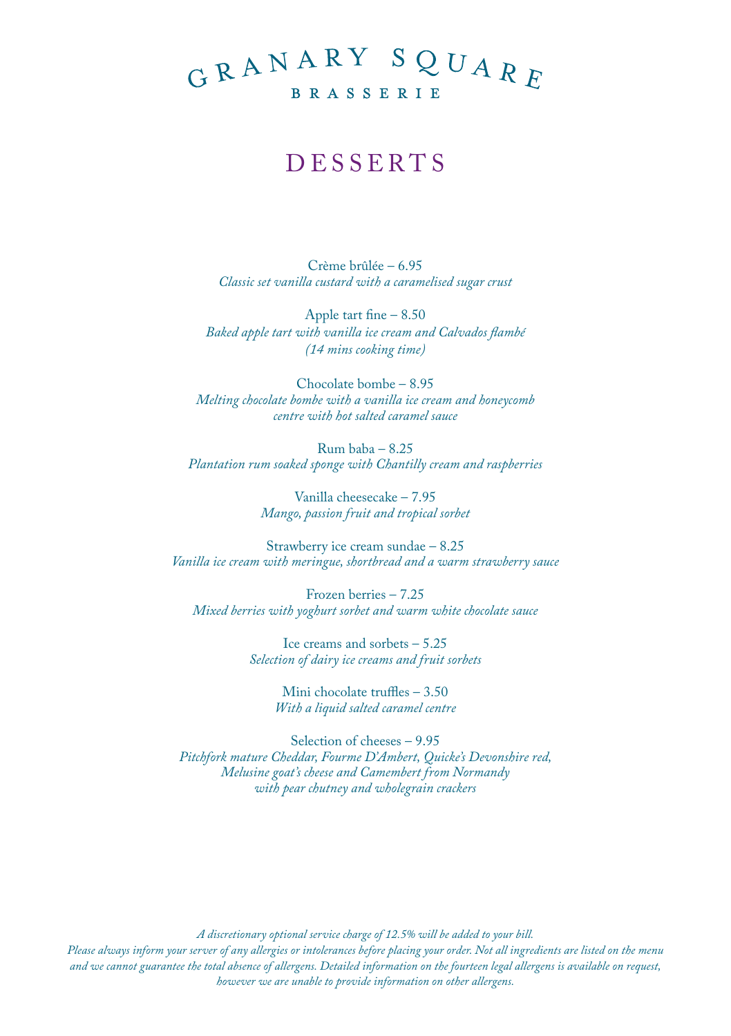# GRANARY SQUARE

**BRASSERIE**

## DESSERTS

Crème brûlée – 6.95
*Classic set vanilla custard with a caramelised sugar crust*

Apple tart fine – 8.50
*Baked apple tart with vanilla ice cream and Calvados flambé*
*(14 mins cooking time)*

Chocolate bombe – 8.95
*Melting chocolate bombe with a vanilla ice cream and honeycomb centre with hot salted caramel sauce*

Rum baba – 8.25
*Plantation rum soaked sponge with Chantilly cream and raspberries*

Vanilla cheesecake – 7.95
*Mango, passion fruit and tropical sorbet*

Strawberry ice cream sundae – 8.25
*Vanilla ice cream with meringue, shortbread and a warm strawberry sauce*

Frozen berries – 7.25
*Mixed berries with yoghurt sorbet and warm white chocolate sauce*

Ice creams and sorbets – 5.25
*Selection of dairy ice creams and fruit sorbets*

Mini chocolate truffles – 3.50
*With a liquid salted caramel centre*

Selection of cheeses – 9.95
*Pitchfork mature Cheddar, Fourme D'Ambert, Quicke's Devonshire red, Melusine goat's cheese and Camembert from Normandy with pear chutney and wholegrain crackers*

*A discretionary optional service charge of 12.5% will be added to your bill.*
*Please always inform your server of any allergies or intolerances before placing your order. Not all ingredients are listed on the menu and we cannot guarantee the total absence of allergens. Detailed information on the fourteen legal allergens is available on request, however we are unable to provide information on other allergens.*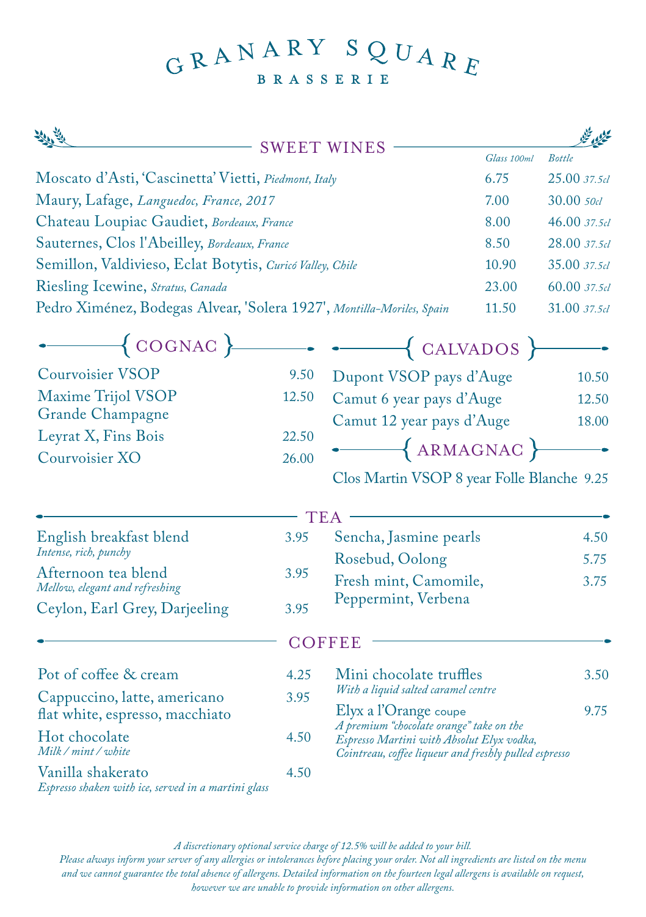# GRANARY SQUARE

## BRASSERIE

## SWEET WINES

| | Glass 100ml | Bottle |
| --- | --- | --- |
| Moscato d'Asti, 'Cascinetta' Vietti, *Piedmont, Italy* | 6.75 | 25.00 *37.5cl* |
| Maury, Lafage, *Languedoc, France, 2017* | 7.00 | 30.00 *50cl* |
| Chateau Loupiac Gaudiet, *Bordeaux, France* | 8.00 | 46.00 *37.5cl* |
| Sauternes, Clos l'Abeilley, *Bordeaux, France* | 8.50 | 28.00 *37.5cl* |
| Semillon, Valdivieso, Eclat Botytis, *Curicó Valley, Chile* | 10.90 | 35.00 *37.5cl* |
| Riesling Icewine, *Stratus, Canada* | 23.00 | 60.00 *37.5cl* |
| Pedro Ximénez, Bodegas Alvear, 'Solera 1927', *Montilla-Moriles, Spain* | 11.50 | 31.00 *37.5cl* |

## { COGNAC }

| | |
| --- | --- |
| Courvoisier VSOP | 9.50 |
| Maxime Trijol VSOP Grande Champagne | 12.50 |
| Leyrat X, Fins Bois | 22.50 |
| Courvoisier XO | 26.00 |

## { CALVADOS }

| | |
| --- | --- |
| Dupont VSOP pays d'Auge | 10.50 |
| Camut 6 year pays d'Auge | 12.50 |
| Camut 12 year pays d'Auge | 18.00 |

## { ARMAGNAC }

| | |
| --- | --- |
| Clos Martin VSOP 8 year Folle Blanche | 9.25 |

## TEA

| | |
| --- | --- |
| English breakfast blend<br>*Intense, rich, punchy* | 3.95 |
| Afternoon tea blend<br>*Mellow, elegant and refreshing* | 3.95 |
| Ceylon, Earl Grey, Darjeeling | 3.95 |
| Sencha, Jasmine pearls | 4.50 |
| Rosebud, Oolong | 5.75 |
| Fresh mint, Camomile, Peppermint, Verbena | 3.75 |

## COFFEE

| | |
| --- | --- |
| Pot of coffee & cream | 4.25 |
| Cappuccino, latte, americano flat white, espresso, macchiato | 3.95 |
| Hot chocolate<br>*Milk / mint / white* | 4.50 |
| Vanilla shakerato<br>*Espresso shaken with ice, served in a martini glass* | 4.50 |
| Mini chocolate truffles<br>*With a liquid salted caramel centre* | 3.50 |
| Elyx a l'Orange coupe<br>*A premium "chocolate orange" take on the Espresso Martini with Absolut Elyx vodka, Cointreau, coffee liqueur and freshly pulled espresso* | 9.75 |

*A discretionary optional service charge of 12.5% will be added to your bill.*
*Please always inform your server of any allergies or intolerances before placing your order. Not all ingredients are listed on the menu and we cannot guarantee the total absence of allergens. Detailed information on the fourteen legal allergens is available on request, however we are unable to provide information on other allergens.*